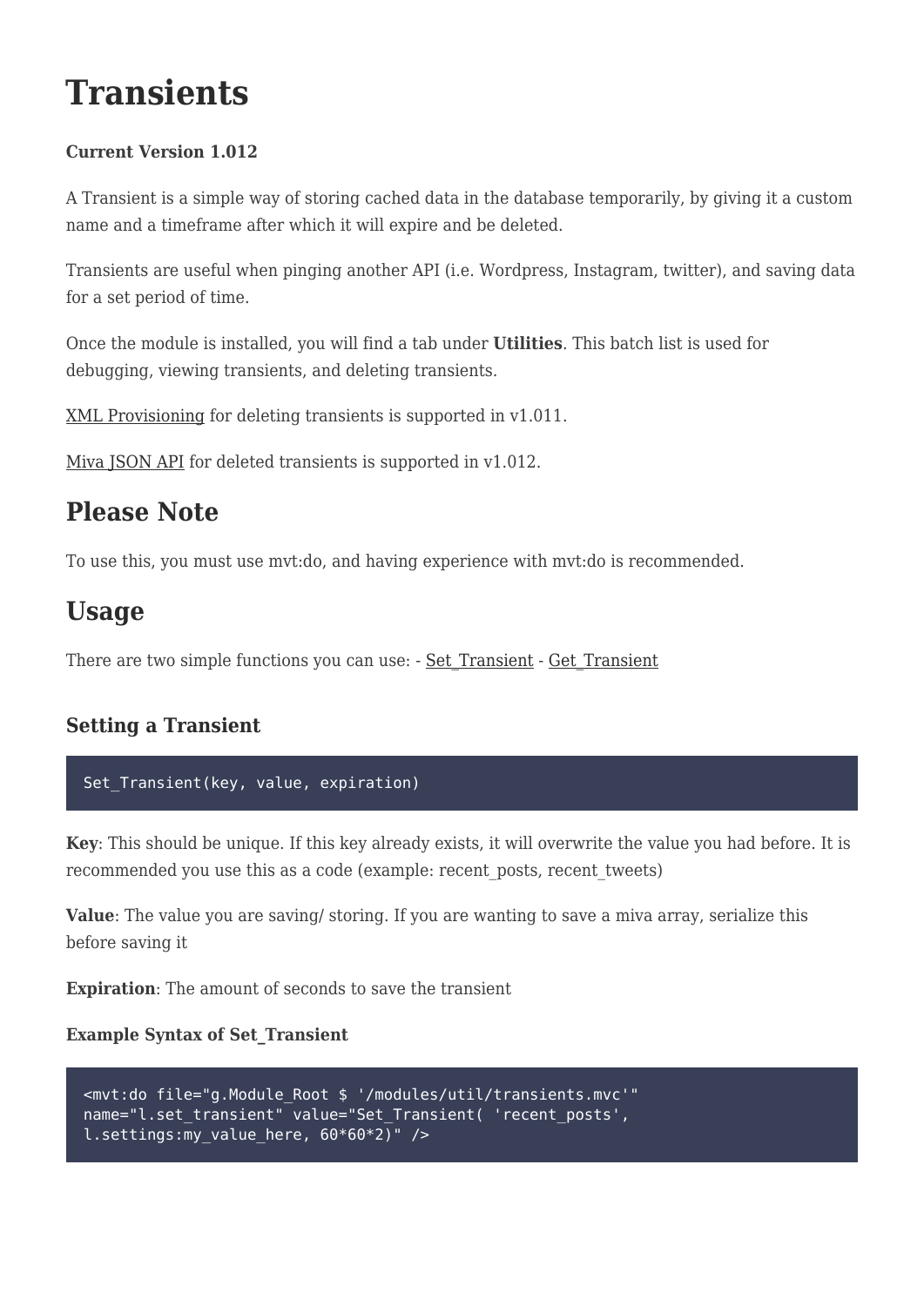# Transients

**Current Version 1.012**

A Transient is a simple way of storing cached data in the database temporarily, by giving it a custom name and a timeframe after which it will expire and be deleted.

Transients are useful when pinging another API (i.e. Wordpress, Instagram, twitter), and saving data for a set period of time.

Once the module is installed, you will find a tab under **Utilities**. This batch list is used for debugging, viewing transients, and deleting transients.

XML Provisioning for deleting transients is supported in v1.011.

Miva JSON API for deleted transients is supported in v1.012.

## Please Note

To use this, you must use mvt:do, and having experience with mvt:do is recommended.

## Usage

There are two simple functions you can use: - Set_Transient - Get_Transient

### Setting a Transient

```
Set_Transient(key, value, expiration)
```

**Key**: This should be unique. If this key already exists, it will overwrite the value you had before. It is recommended you use this as a code (example: recent_posts, recent_tweets)

**Value**: The value you are saving/ storing. If you are wanting to save a miva array, serialize this before saving it

**Expiration**: The amount of seconds to save the transient

**Example Syntax of Set_Transient**

```
<mvt:do file="g.Module_Root $ '/modules/util/transients.mvc'"
name="l.set_transient" value="Set_Transient( 'recent_posts',
l.settings:my_value_here, 60*60*2)" />
```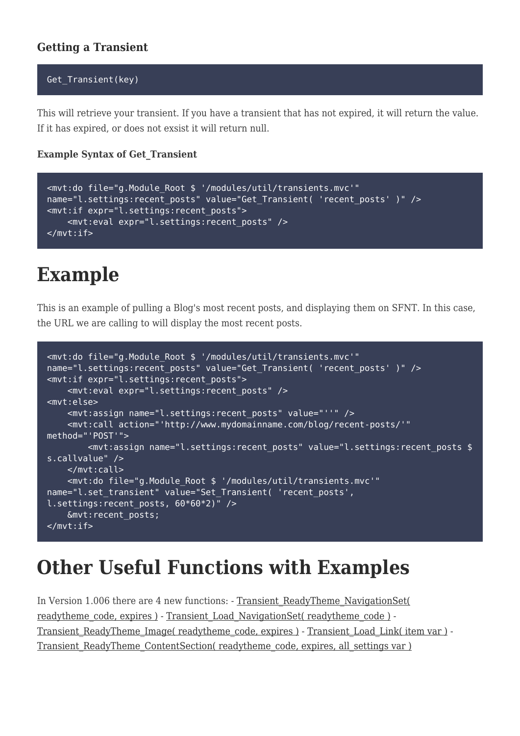### Getting a Transient

```
Get_Transient(key)
```

This will retrieve your transient. If you have a transient that has not expired, it will return the value. If it has expired, or does not exsist it will return null.

#### Example Syntax of Get_Transient

```
<mvt:do file="g.Module_Root $ '/modules/util/transients.mvc'"
name="l.settings:recent_posts" value="Get_Transient( 'recent_posts' )" />
<mvt:if expr="l.settings:recent_posts">
    <mvt:eval expr="l.settings:recent_posts" />
</mvt:if>
```

# Example

This is an example of pulling a Blog's most recent posts, and displaying them on SFNT. In this case, the URL we are calling to will display the most recent posts.

```
<mvt:do file="g.Module_Root $ '/modules/util/transients.mvc'"
name="l.settings:recent_posts" value="Get_Transient( 'recent_posts' )" />
<mvt:if expr="l.settings:recent_posts">
    <mvt:eval expr="l.settings:recent_posts" />
<mvt:else>
    <mvt:assign name="l.settings:recent_posts" value="''" />
    <mvt:call action="'http://www.mydomainname.com/blog/recent-posts/'"
method="'POST'">
        <mvt:assign name="l.settings:recent_posts" value="l.settings:recent_posts $
s.callvalue" />
    </mvt:call>
    <mvt:do file="g.Module_Root $ '/modules/util/transients.mvc'"
name="l.set_transient" value="Set_Transient( 'recent_posts',
l.settings:recent_posts, 60*60*2)" />
    &mvt:recent_posts;
</mvt:if>
```

# Other Useful Functions with Examples

In Version 1.006 there are 4 new functions: - Transient_ReadyTheme_NavigationSet( readytheme_code, expires ) - Transient_Load_NavigationSet( readytheme_code ) - Transient_ReadyTheme_Image( readytheme_code, expires ) - Transient_Load_Link( item var ) - Transient_ReadyTheme_ContentSection( readytheme_code, expires, all_settings var )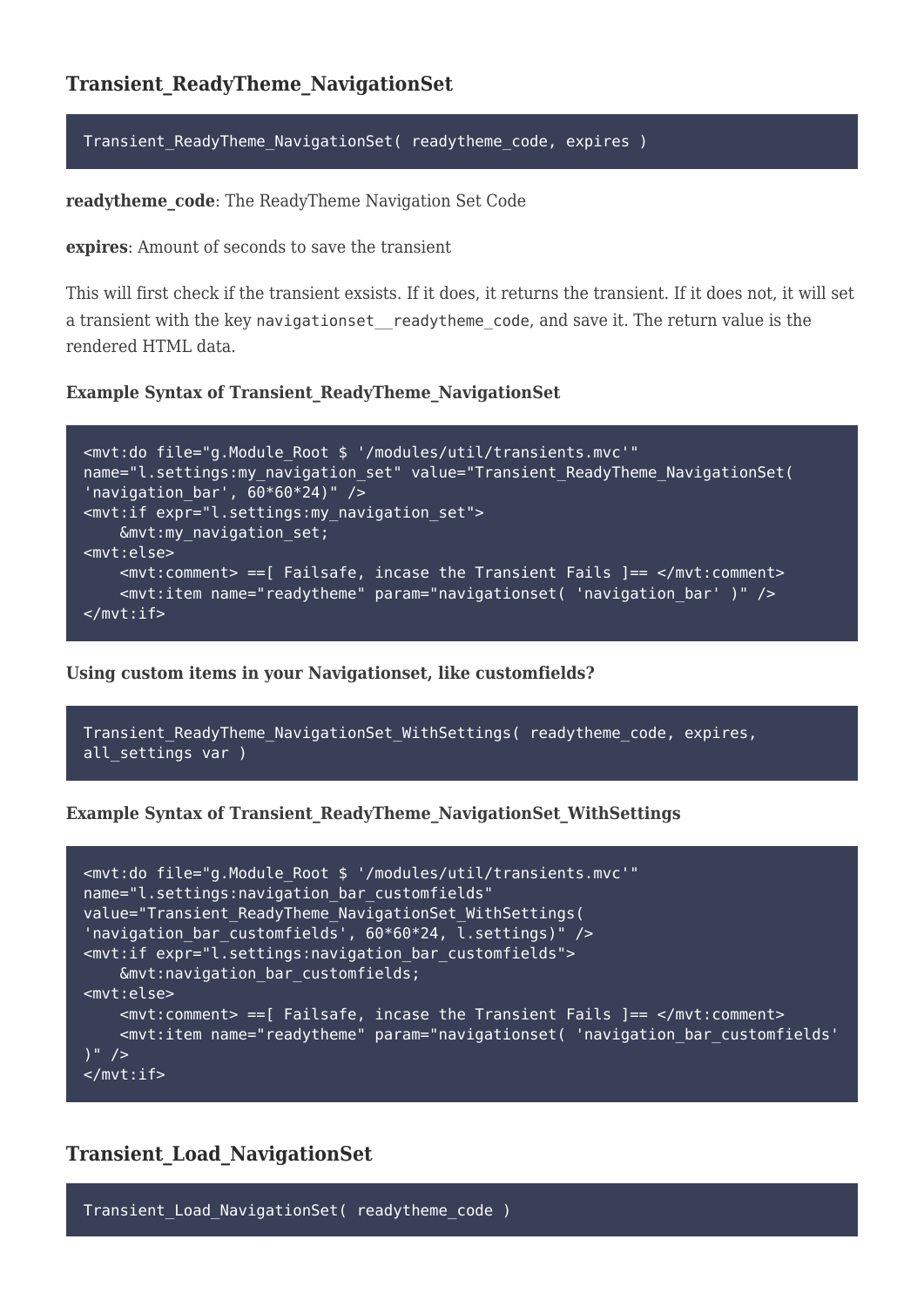## Transient_ReadyTheme_NavigationSet

```
Transient_ReadyTheme_NavigationSet( readytheme_code, expires )
```

**readytheme_code**: The ReadyTheme Navigation Set Code

**expires**: Amount of seconds to save the transient

This will first check if the transient exsists. If it does, it returns the transient. If it does not, it will set a transient with the key `navigationset__readytheme_code`, and save it. The return value is the rendered HTML data.

#### Example Syntax of Transient_ReadyTheme_NavigationSet

```
<mvt:do file="g.Module_Root $ '/modules/util/transients.mvc'"
name="l.settings:my_navigation_set" value="Transient_ReadyTheme_NavigationSet(
'navigation_bar', 60*60*24)" />
<mvt:if expr="l.settings:my_navigation_set">
    &mvt:my_navigation_set;
<mvt:else>
    <mvt:comment> ==[ Failsafe, incase the Transient Fails ]== </mvt:comment>
    <mvt:item name="readytheme" param="navigationset( 'navigation_bar' )" />
</mvt:if>
```

#### Using custom items in your Navigationset, like customfields?

```
Transient_ReadyTheme_NavigationSet_WithSettings( readytheme_code, expires,
all_settings var )
```

#### Example Syntax of Transient_ReadyTheme_NavigationSet_WithSettings

```
<mvt:do file="g.Module_Root $ '/modules/util/transients.mvc'"
name="l.settings:navigation_bar_customfields"
value="Transient_ReadyTheme_NavigationSet_WithSettings(
'navigation_bar_customfields', 60*60*24, l.settings)" />
<mvt:if expr="l.settings:navigation_bar_customfields">
    &mvt:navigation_bar_customfields;
<mvt:else>
    <mvt:comment> ==[ Failsafe, incase the Transient Fails ]== </mvt:comment>
    <mvt:item name="readytheme" param="navigationset( 'navigation_bar_customfields'
)" />
</mvt:if>
```

## Transient_Load_NavigationSet

```
Transient_Load_NavigationSet( readytheme_code )
```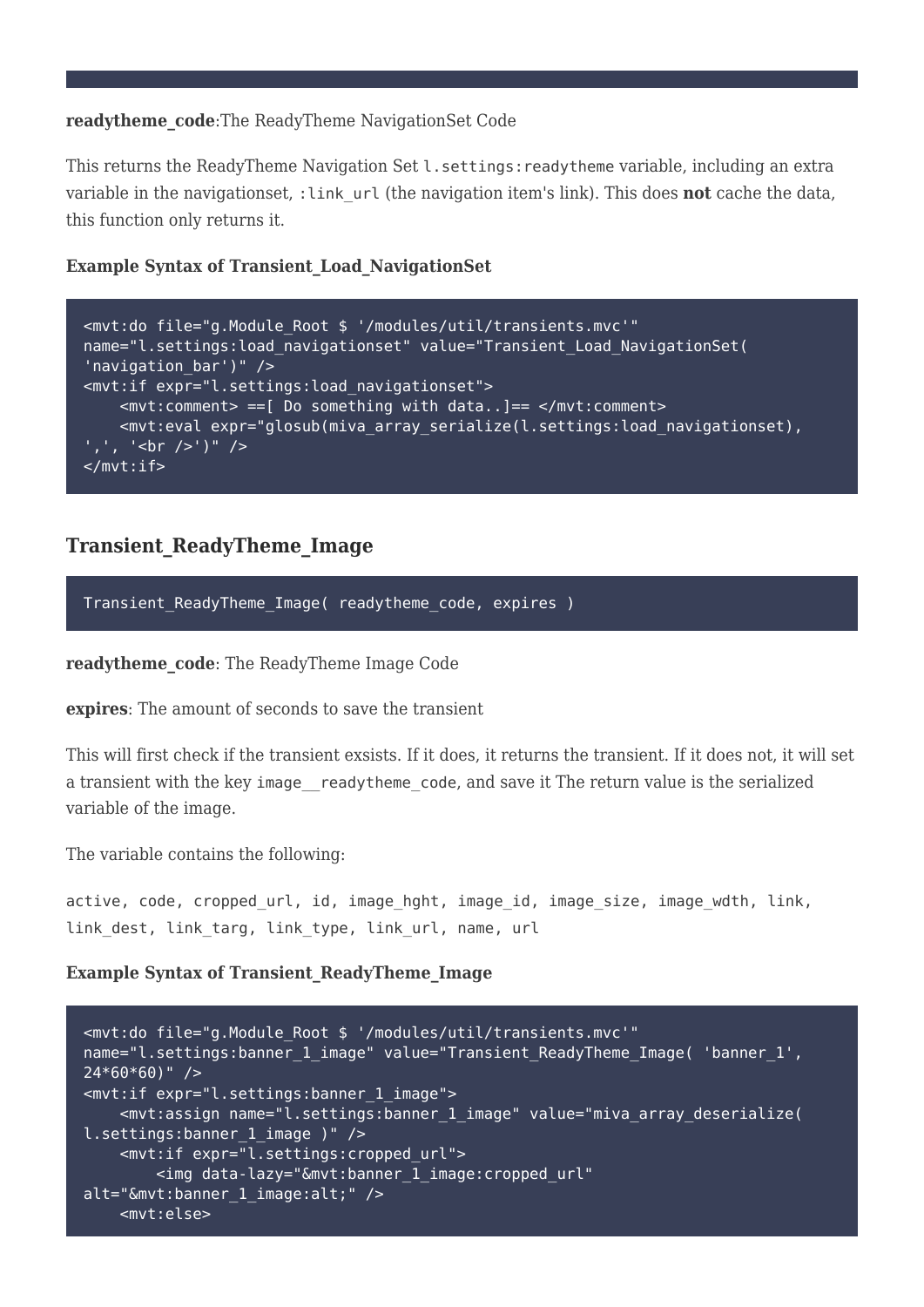**readytheme_code**:The ReadyTheme NavigationSet Code

This returns the ReadyTheme Navigation Set `l.settings:readytheme` variable, including an extra variable in the navigationset, `:link_url` (the navigation item's link). This does **not** cache the data, this function only returns it.

**Example Syntax of Transient_Load_NavigationSet**

```
<mvt:do file="g.Module_Root $ '/modules/util/transients.mvc'"
name="l.settings:load_navigationset" value="Transient_Load_NavigationSet(
'navigation_bar')" />
<mvt:if expr="l.settings:load_navigationset">
    <mvt:comment> ==[ Do something with data..]== </mvt:comment>
    <mvt:eval expr="glosub(miva_array_serialize(l.settings:load_navigationset),
',', '<br />')" />
</mvt:if>
```

### Transient_ReadyTheme_Image

```
Transient_ReadyTheme_Image( readytheme_code, expires )
```

**readytheme_code**: The ReadyTheme Image Code

**expires**: The amount of seconds to save the transient

This will first check if the transient exsists. If it does, it returns the transient. If it does not, it will set a transient with the key `image__readytheme_code`, and save it The return value is the serialized variable of the image.

The variable contains the following:

`active, code, cropped_url, id, image_hght, image_id, image_size, image_wdth, link, link_dest, link_targ, link_type, link_url, name, url`

**Example Syntax of Transient_ReadyTheme_Image**

```
<mvt:do file="g.Module_Root $ '/modules/util/transients.mvc'"
name="l.settings:banner_1_image" value="Transient_ReadyTheme_Image( 'banner_1',
24*60*60)" />
<mvt:if expr="l.settings:banner_1_image">
    <mvt:assign name="l.settings:banner_1_image" value="miva_array_deserialize(
l.settings:banner_1_image )" />
    <mvt:if expr="l.settings:cropped_url">
        <img data-lazy="&mvt:banner_1_image:cropped_url"
alt="&mvt:banner_1_image:alt;" />
    <mvt:else>
```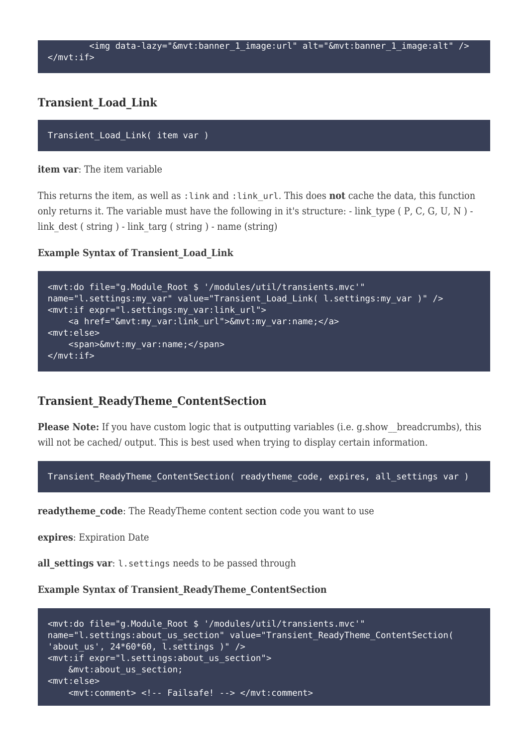```
        <img data-lazy="&mvt:banner_1_image:url" alt="&mvt:banner_1_image:alt" />
</mvt:if>
```

### Transient_Load_Link

```
Transient_Load_Link( item var )
```

**item var**: The item variable

This returns the item, as well as `:link` and `:link_url`. This does **not** cache the data, this function only returns it. The variable must have the following in it's structure: - link_type ( P, C, G, U, N ) - link_dest ( string ) - link_targ ( string ) - name (string)

**Example Syntax of Transient_Load_Link**

```
<mvt:do file="g.Module_Root $ '/modules/util/transients.mvc'"
name="l.settings:my_var" value="Transient_Load_Link( l.settings:my_var )" />
<mvt:if expr="l.settings:my_var:link_url">
    <a href="&mvt:my_var:link_url">&mvt:my_var:name;</a>
<mvt:else>
    <span>&mvt:my_var:name;</span>
</mvt:if>
```

### Transient_ReadyTheme_ContentSection

**Please Note:** If you have custom logic that is outputting variables (i.e. g.show__breadcrumbs), this will not be cached/ output. This is best used when trying to display certain information.

```
Transient_ReadyTheme_ContentSection( readytheme_code, expires, all_settings var )
```

**readytheme_code**: The ReadyTheme content section code you want to use

**expires**: Expiration Date

**all_settings var**: `l.settings` needs to be passed through

**Example Syntax of Transient_ReadyTheme_ContentSection**

```
<mvt:do file="g.Module_Root $ '/modules/util/transients.mvc'"
name="l.settings:about_us_section" value="Transient_ReadyTheme_ContentSection(
'about_us', 24*60*60, l.settings )" />
<mvt:if expr="l.settings:about_us_section">
    &mvt:about_us_section;
<mvt:else>
    <mvt:comment> <!-- Failsafe! --> </mvt:comment>
```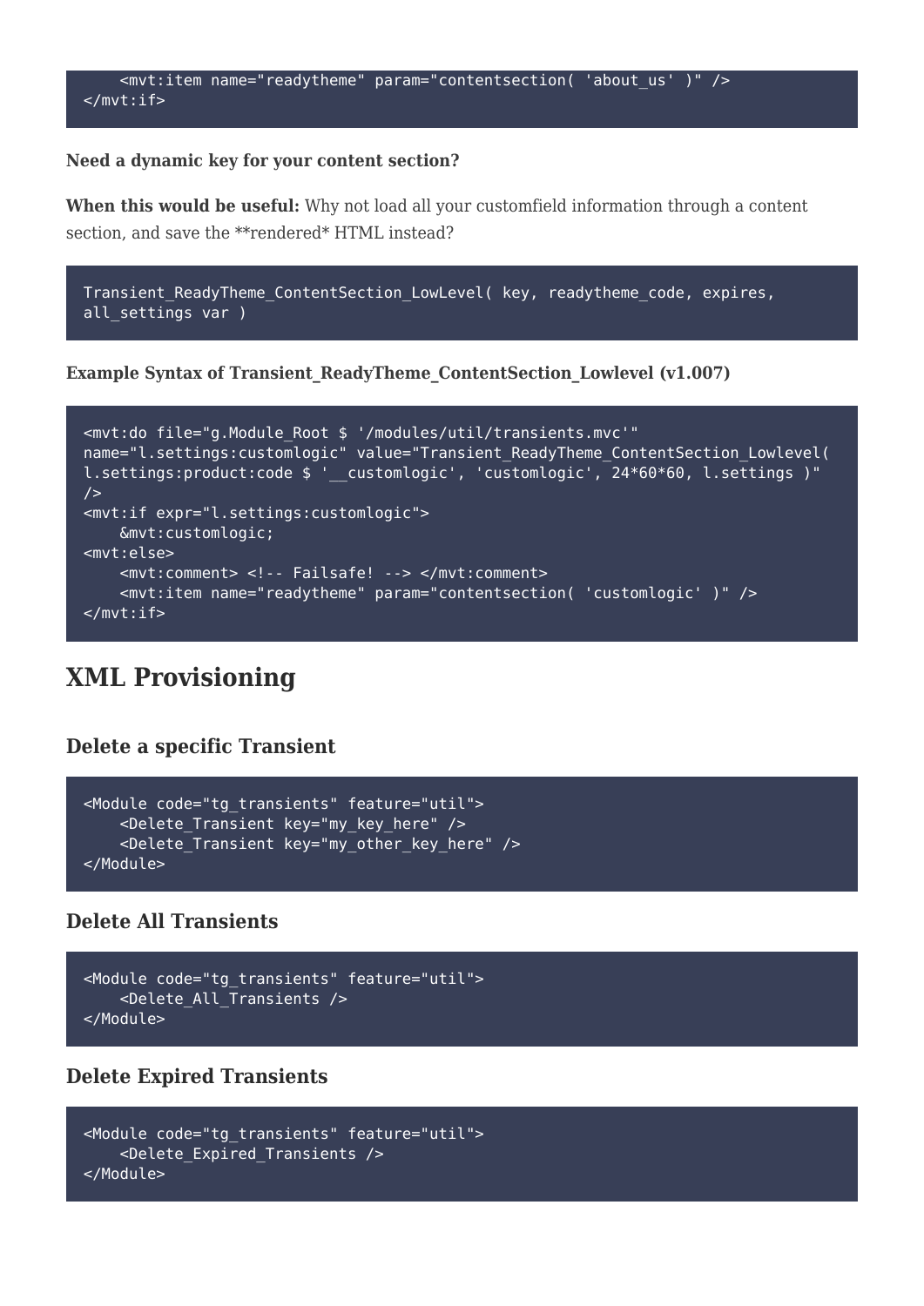```
    <mvt:item name="readytheme" param="contentsection( 'about_us' )" />
</mvt:if>
```

**Need a dynamic key for your content section?**

**When this would be useful:** Why not load all your customfield information through a content section, and save the **rendered* HTML instead?

```
Transient_ReadyTheme_ContentSection_LowLevel( key, readytheme_code, expires,
all_settings var )
```

**Example Syntax of Transient_ReadyTheme_ContentSection_Lowlevel (v1.007)**

```
<mvt:do file="g.Module_Root $ '/modules/util/transients.mvc'"
name="l.settings:customlogic" value="Transient_ReadyTheme_ContentSection_Lowlevel(
l.settings:product:code $ '__customlogic', 'customlogic', 24*60*60, l.settings )"
/>
<mvt:if expr="l.settings:customlogic">
    &mvt:customlogic;
<mvt:else>
    <mvt:comment> <!-- Failsafe! --> </mvt:comment>
    <mvt:item name="readytheme" param="contentsection( 'customlogic' )" />
</mvt:if>
```

## XML Provisioning

### Delete a specific Transient

```
<Module code="tg_transients" feature="util">
    <Delete_Transient key="my_key_here" />
    <Delete_Transient key="my_other_key_here" />
</Module>
```

### Delete All Transients

```
<Module code="tg_transients" feature="util">
    <Delete_All_Transients />
</Module>
```

### Delete Expired Transients

```
<Module code="tg_transients" feature="util">
    <Delete_Expired_Transients />
</Module>
```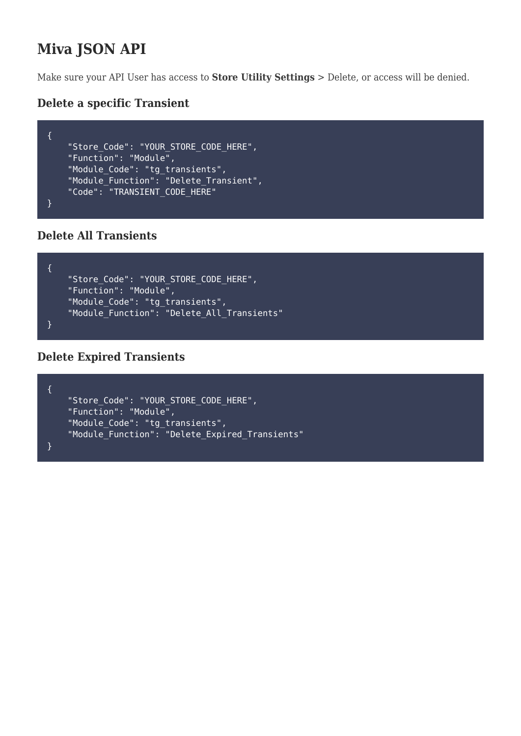## Miva JSON API

Make sure your API User has access to **Store Utility Settings** > Delete, or access will be denied.

### Delete a specific Transient

```
{
    "Store_Code": "YOUR_STORE_CODE_HERE",
    "Function": "Module",
    "Module_Code": "tg_transients",
    "Module_Function": "Delete_Transient",
    "Code": "TRANSIENT_CODE_HERE"
}
```

### Delete All Transients

```
{
    "Store_Code": "YOUR_STORE_CODE_HERE",
    "Function": "Module",
    "Module_Code": "tg_transients",
    "Module_Function": "Delete_All_Transients"
}
```

### Delete Expired Transients

```
{
    "Store_Code": "YOUR_STORE_CODE_HERE",
    "Function": "Module",
    "Module_Code": "tg_transients",
    "Module_Function": "Delete_Expired_Transients"
}
```